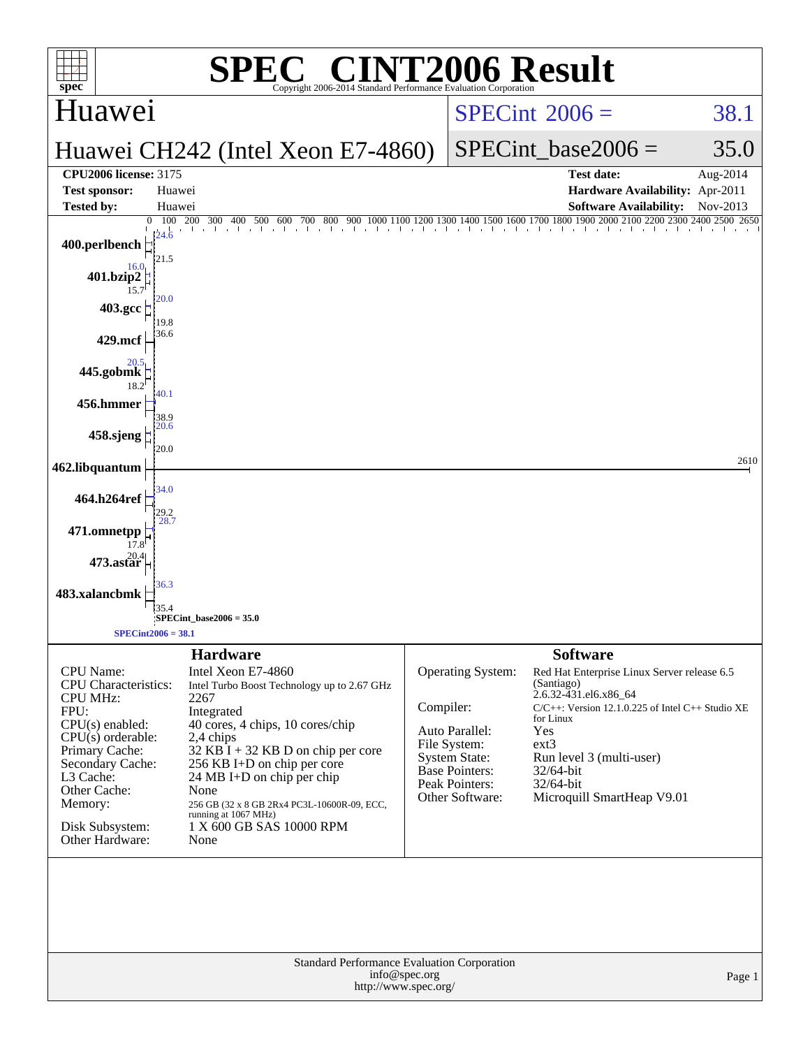# SPEC® CINT2006 Result

Copyright 2006-2014 Standard Performance Evaluation Corporation

## Huawei

**Huawei CH242 (Intel Xeon E7-4860)**

SPECint 2006 = 38.1

SPECint_base2006 = 35.0

| | | | |
|---|---|---|---|
| **CPU2006 license:** 3175 | | **Test date:** | Aug-2014 |
| **Test sponsor:** | Huawei | **Hardware Availability:** | Apr-2011 |
| **Tested by:** | Huawei | **Software Availability:** | Nov-2013 |

| Benchmark | Peak | Base |
|---|---|---|
| 400.perlbench | 24.6 | 21.5 |
| 401.bzip2 | 16.0 | 15.7 |
| 403.gcc | 20.0 | 19.8 |
| 429.mcf | 36.6 | |
| 445.gobmk | 20.5 | 18.2 |
| 456.hmmer | 40.1 | 38.9 |
| 458.sjeng | 20.6 | 20.0 |
| 462.libquantum | 2610 | |
| 464.h264ref | 34.0 | 29.2 |
| 471.omnetpp | 28.7 | 17.8 |
| 473.astar | 20.4 | |
| 483.xalancbmk | 36.3 | 35.4 |

SPECint_base2006 = 35.0

SPECint2006 = 38.1

### Hardware

| | |
|---|---|
| CPU Name: | Intel Xeon E7-4860 |
| CPU Characteristics: | Intel Turbo Boost Technology up to 2.67 GHz |
| CPU MHz: | 2267 |
| FPU: | Integrated |
| CPU(s) enabled: | 40 cores, 4 chips, 10 cores/chip |
| CPU(s) orderable: | 2,4 chips |
| Primary Cache: | 32 KB I + 32 KB D on chip per core |
| Secondary Cache: | 256 KB I+D on chip per core |
| L3 Cache: | 24 MB I+D on chip per chip |
| Other Cache: | None |
| Memory: | 256 GB (32 x 8 GB 2Rx4 PC3L-10600R-09, ECC, running at 1067 MHz) |
| Disk Subsystem: | 1 X 600 GB SAS 10000 RPM |
| Other Hardware: | None |

### Software

| | |
|---|---|
| Operating System: | Red Hat Enterprise Linux Server release 6.5 (Santiago) 2.6.32-431.el6.x86_64 |
| Compiler: | C/C++: Version 12.1.0.225 of Intel C++ Studio XE for Linux |
| Auto Parallel: | Yes |
| File System: | ext3 |
| System State: | Run level 3 (multi-user) |
| Base Pointers: | 32/64-bit |
| Peak Pointers: | 32/64-bit |
| Other Software: | Microquill SmartHeap V9.01 |

Standard Performance Evaluation Corporation
info@spec.org
http://www.spec.org/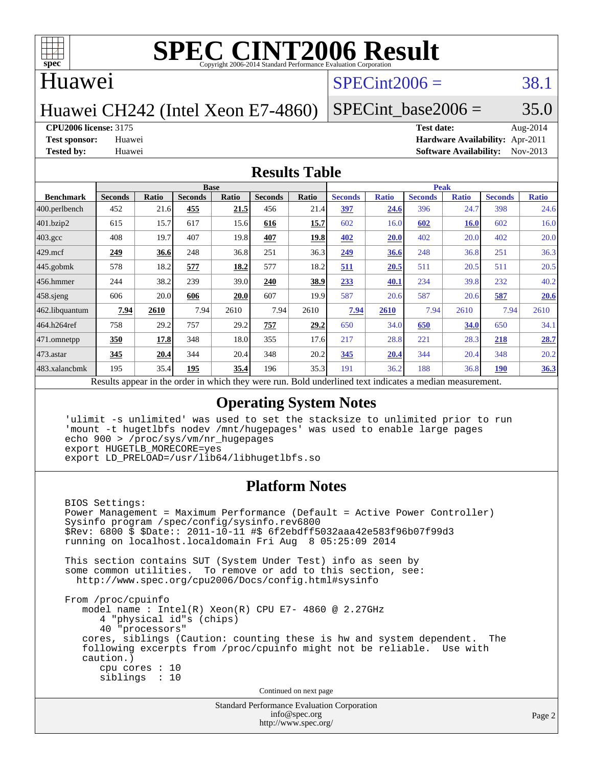# SPEC CINT2006 Result

Copyright 2006-2014 Standard Performance Evaluation Corporation

## Huawei

Huawei CH242 (Intel Xeon E7-4860)

SPECint2006 = 38.1

SPECint_base2006 = 35.0

**CPU2006 license:** 3175
**Test sponsor:** Huawei
**Tested by:** Huawei

**Test date:** Aug-2014
**Hardware Availability:** Apr-2011
**Software Availability:** Nov-2013

## Results Table

| Benchmark | Base | | | | | | Peak | | | | | |
|---|---|---|---|---|---|---|---|---|---|---|---|---|
| | Seconds | Ratio | Seconds | Ratio | Seconds | Ratio | Seconds | Ratio | Seconds | Ratio | Seconds | Ratio |
| 400.perlbench | 452 | 21.6 | **455** | **21.5** | 456 | 21.4 | **397** | **24.6** | 396 | 24.7 | 398 | 24.6 |
| 401.bzip2 | 615 | 15.7 | 617 | 15.6 | **616** | **15.7** | 602 | 16.0 | **602** | **16.0** | 602 | 16.0 |
| 403.gcc | 408 | 19.7 | 407 | 19.8 | **407** | **19.8** | **402** | **20.0** | 402 | 20.0 | 402 | 20.0 |
| 429.mcf | **249** | **36.6** | 248 | 36.8 | 251 | 36.3 | **249** | **36.6** | 248 | 36.8 | 251 | 36.3 |
| 445.gobmk | 578 | 18.2 | **577** | **18.2** | 577 | 18.2 | **511** | **20.5** | 511 | 20.5 | 511 | 20.5 |
| 456.hmmer | 244 | 38.2 | 239 | 39.0 | **240** | **38.9** | **233** | **40.1** | 234 | 39.8 | 232 | 40.2 |
| 458.sjeng | 606 | 20.0 | **606** | **20.0** | 607 | 19.9 | 587 | 20.6 | 587 | 20.6 | **587** | **20.6** |
| 462.libquantum | **7.94** | **2610** | 7.94 | 2610 | 7.94 | 2610 | **7.94** | **2610** | 7.94 | 2610 | 7.94 | 2610 |
| 464.h264ref | 758 | 29.2 | 757 | 29.2 | **757** | **29.2** | 650 | 34.0 | **650** | **34.0** | 650 | 34.1 |
| 471.omnetpp | **350** | **17.8** | 348 | 18.0 | 355 | 17.6 | 217 | 28.8 | 221 | 28.3 | **218** | **28.7** |
| 473.astar | **345** | **20.4** | 344 | 20.4 | 348 | 20.2 | **345** | **20.4** | 344 | 20.4 | 348 | 20.2 |
| 483.xalancbmk | 195 | 35.4 | **195** | **35.4** | 196 | 35.3 | 191 | 36.2 | 188 | 36.8 | **190** | **36.3** |

Results appear in the order in which they were run. Bold underlined text indicates a median measurement.

## Operating System Notes

```
'ulimit -s unlimited' was used to set the stacksize to unlimited prior to run
'mount -t hugetlbfs nodev /mnt/hugepages' was used to enable large pages
echo 900 > /proc/sys/vm/nr_hugepages
export HUGETLB_MORECORE=yes
export LD_PRELOAD=/usr/lib64/libhugetlbfs.so
```

## Platform Notes

```
BIOS Settings:
Power Management = Maximum Performance (Default = Active Power Controller)
Sysinfo program /spec/config/sysinfo.rev6800
$Rev: 6800 $ $Date:: 2011-10-11 #$ 6f2ebdff5032aaa42e583f96b07f99d3
running on localhost.localdomain Fri Aug  8 05:25:09 2014

This section contains SUT (System Under Test) info as seen by
some common utilities.  To remove or add to this section, see:
  http://www.spec.org/cpu2006/Docs/config.html#sysinfo

From /proc/cpuinfo
   model name : Intel(R) Xeon(R) CPU E7- 4860 @ 2.27GHz
      4 "physical id"s (chips)
      40 "processors"
   cores, siblings (Caution: counting these is hw and system dependent.  The
   following excerpts from /proc/cpuinfo might not be reliable.  Use with
   caution.)
      cpu cores : 10
      siblings  : 10
```

Continued on next page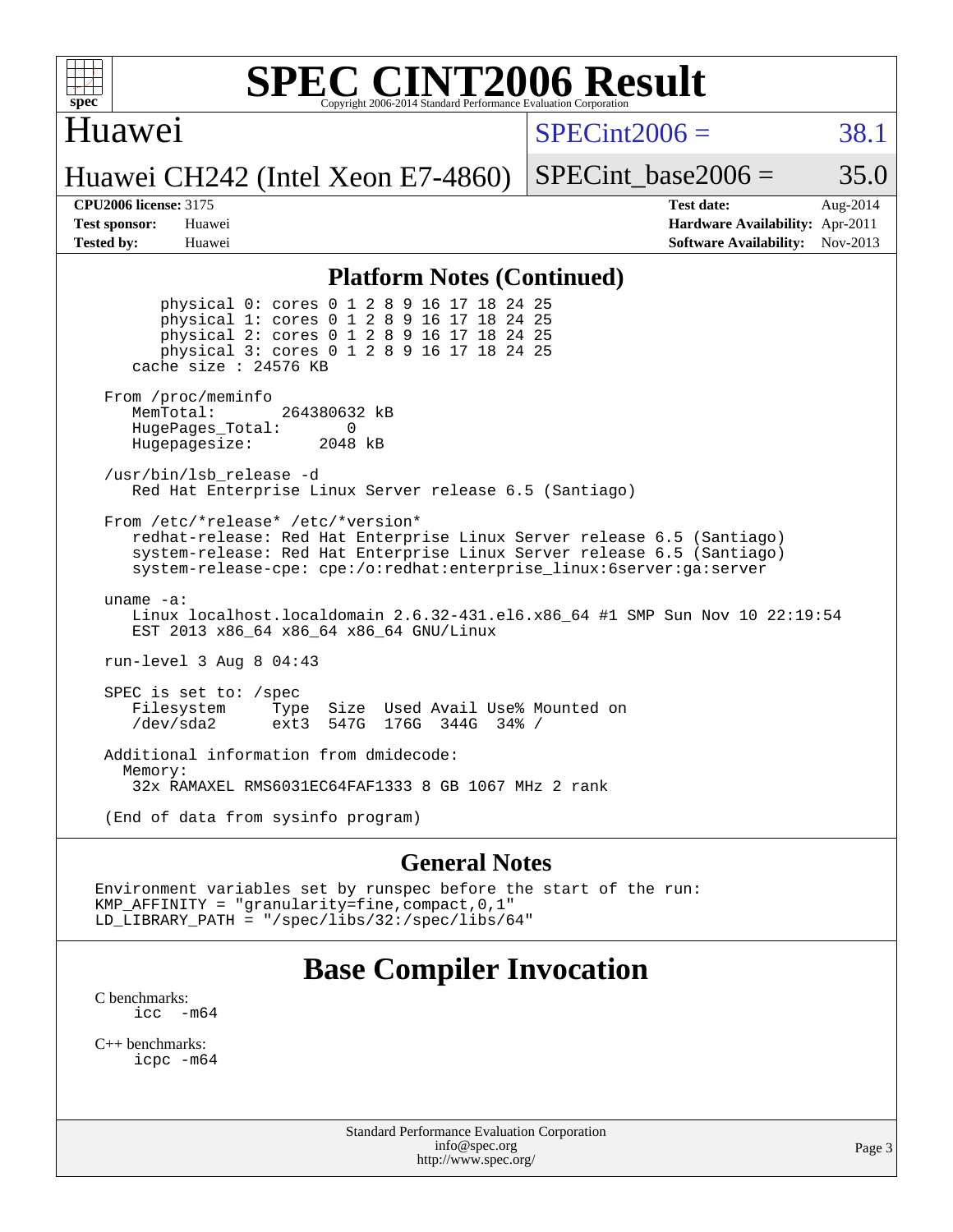# SPEC CINT2006 Result

Copyright 2006-2014 Standard Performance Evaluation Corporation

**Huawei**

**Huawei CH242 (Intel Xeon E7-4860)**

SPECint2006 = 38.1

SPECint_base2006 = 35.0

| | | | |
|---|---|---|---|
| **CPU2006 license:** 3175 | | **Test date:** | Aug-2014 |
| **Test sponsor:** | Huawei | **Hardware Availability:** | Apr-2011 |
| **Tested by:** | Huawei | **Software Availability:** | Nov-2013 |

## Platform Notes (Continued)

```
        physical 0: cores 0 1 2 8 9 16 17 18 24 25
        physical 1: cores 0 1 2 8 9 16 17 18 24 25
        physical 2: cores 0 1 2 8 9 16 17 18 24 25
        physical 3: cores 0 1 2 8 9 16 17 18 24 25
     cache size : 24576 KB

  From /proc/meminfo
     MemTotal:       264380632 kB
     HugePages_Total:       0
     Hugepagesize:       2048 kB

  /usr/bin/lsb_release -d
     Red Hat Enterprise Linux Server release 6.5 (Santiago)

  From /etc/*release* /etc/*version*
     redhat-release: Red Hat Enterprise Linux Server release 6.5 (Santiago)
     system-release: Red Hat Enterprise Linux Server release 6.5 (Santiago)
     system-release-cpe: cpe:/o:redhat:enterprise_linux:6server:ga:server

  uname -a:
     Linux localhost.localdomain 2.6.32-431.el6.x86_64 #1 SMP Sun Nov 10 22:19:54
     EST 2013 x86_64 x86_64 x86_64 GNU/Linux

  run-level 3 Aug 8 04:43

  SPEC is set to: /spec
     Filesystem     Type  Size  Used Avail Use% Mounted on
     /dev/sda2      ext3  547G  176G  344G  34% /

  Additional information from dmidecode:
    Memory:
     32x RAMAXEL RMS6031EC64FAF1333 8 GB 1067 MHz 2 rank

  (End of data from sysinfo program)
```

## General Notes

```
Environment variables set by runspec before the start of the run:
KMP_AFFINITY = "granularity=fine,compact,0,1"
LD_LIBRARY_PATH = "/spec/libs/32:/spec/libs/64"
```

## Base Compiler Invocation

C benchmarks:
```
icc  -m64
```

C++ benchmarks:
```
icpc -m64
```

Standard Performance Evaluation Corporation
info@spec.org
http://www.spec.org/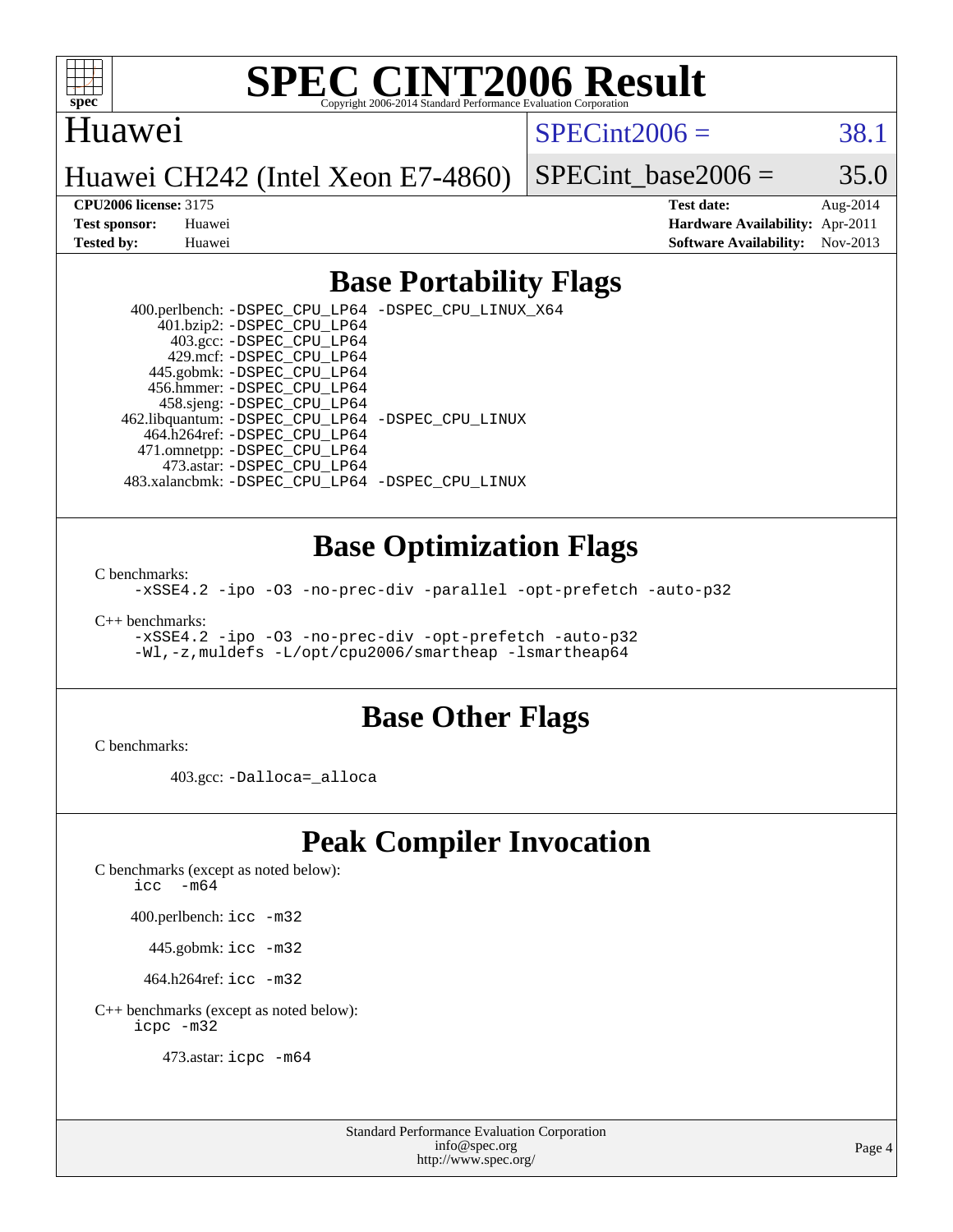# SPEC CINT2006 Result

Huawei

Huawei CH242 (Intel Xeon E7-4860)

SPECint2006 = 38.1

SPECint_base2006 = 35.0

**CPU2006 license:** 3175
**Test sponsor:** Huawei
**Tested by:** Huawei

**Test date:** Aug-2014
**Hardware Availability:** Apr-2011
**Software Availability:** Nov-2013

## Base Portability Flags

400.perlbench: `-DSPEC_CPU_LP64 -DSPEC_CPU_LINUX_X64`
401.bzip2: `-DSPEC_CPU_LP64`
403.gcc: `-DSPEC_CPU_LP64`
429.mcf: `-DSPEC_CPU_LP64`
445.gobmk: `-DSPEC_CPU_LP64`
456.hmmer: `-DSPEC_CPU_LP64`
458.sjeng: `-DSPEC_CPU_LP64`
462.libquantum: `-DSPEC_CPU_LP64 -DSPEC_CPU_LINUX`
464.h264ref: `-DSPEC_CPU_LP64`
471.omnetpp: `-DSPEC_CPU_LP64`
473.astar: `-DSPEC_CPU_LP64`
483.xalancbmk: `-DSPEC_CPU_LP64 -DSPEC_CPU_LINUX`

## Base Optimization Flags

C benchmarks:
```
-xSSE4.2 -ipo -O3 -no-prec-div -parallel -opt-prefetch -auto-p32
```

C++ benchmarks:
```
-xSSE4.2 -ipo -O3 -no-prec-div -opt-prefetch -auto-p32
-Wl,-z,muldefs -L/opt/cpu2006/smartheap -lsmartheap64
```

## Base Other Flags

C benchmarks:

403.gcc: `-Dalloca=_alloca`

## Peak Compiler Invocation

C benchmarks (except as noted below):
`icc -m64`

400.perlbench: `icc -m32`

445.gobmk: `icc -m32`

464.h264ref: `icc -m32`

C++ benchmarks (except as noted below):
`icpc -m32`

473.astar: `icpc -m64`

Standard Performance Evaluation Corporation
info@spec.org
http://www.spec.org/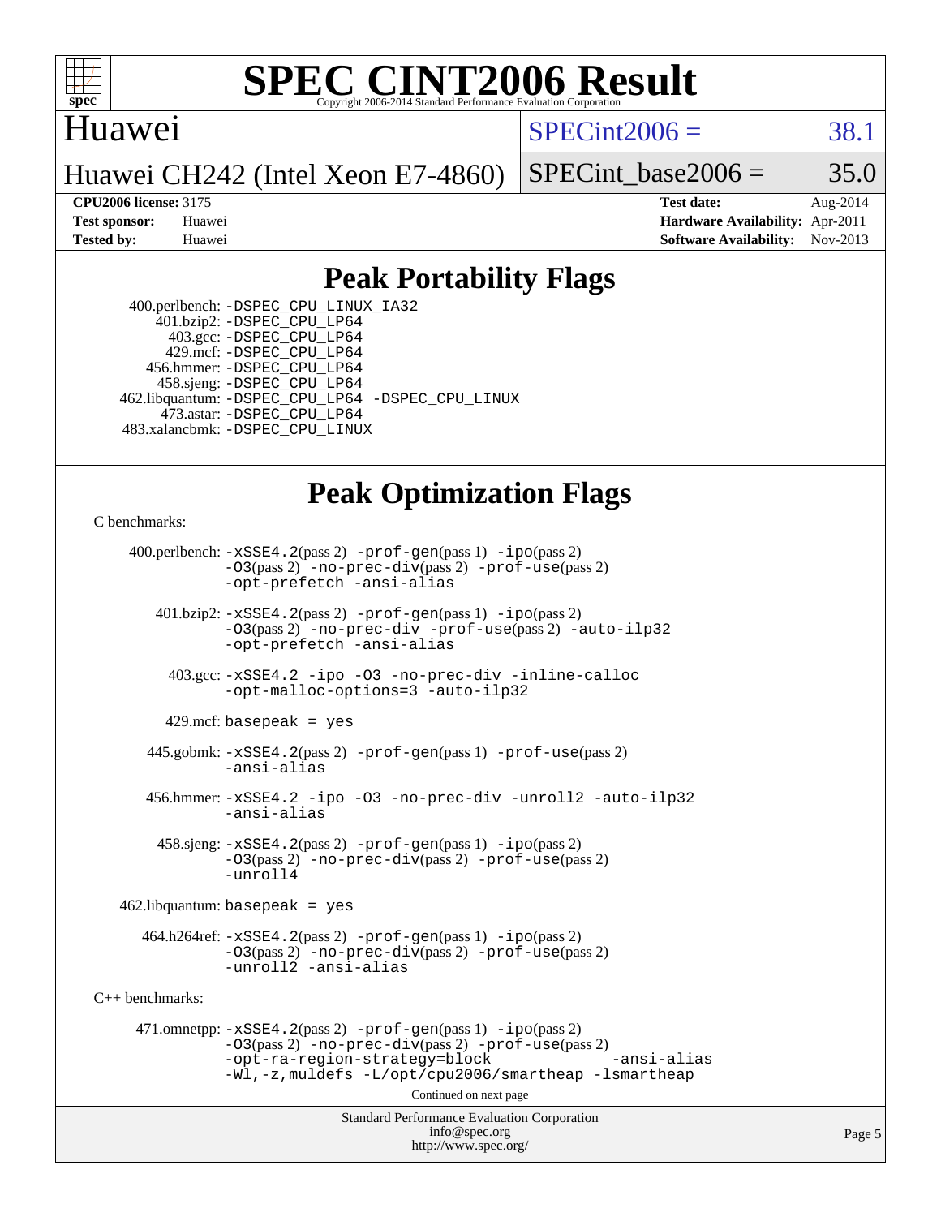# Peak Portability Flags

400.perlbench: -DSPEC_CPU_LINUX_IA32
401.bzip2: -DSPEC_CPU_LP64
403.gcc: -DSPEC_CPU_LP64
429.mcf: -DSPEC_CPU_LP64
456.hmmer: -DSPEC_CPU_LP64
458.sjeng: -DSPEC_CPU_LP64
462.libquantum: -DSPEC_CPU_LP64 -DSPEC_CPU_LINUX
473.astar: -DSPEC_CPU_LP64
483.xalancbmk: -DSPEC_CPU_LINUX

# Peak Optimization Flags

C benchmarks:

400.perlbench: -xSSE4.2(pass 2) -prof-gen(pass 1) -ipo(pass 2) -O3(pass 2) -no-prec-div(pass 2) -prof-use(pass 2) -opt-prefetch -ansi-alias

401.bzip2: -xSSE4.2(pass 2) -prof-gen(pass 1) -ipo(pass 2) -O3(pass 2) -no-prec-div -prof-use(pass 2) -auto-ilp32 -opt-prefetch -ansi-alias

403.gcc: -xSSE4.2 -ipo -O3 -no-prec-div -inline-calloc -opt-malloc-options=3 -auto-ilp32

429.mcf: basepeak = yes

445.gobmk: -xSSE4.2(pass 2) -prof-gen(pass 1) -prof-use(pass 2) -ansi-alias

456.hmmer: -xSSE4.2 -ipo -O3 -no-prec-div -unroll2 -auto-ilp32 -ansi-alias

458.sjeng: -xSSE4.2(pass 2) -prof-gen(pass 1) -ipo(pass 2) -O3(pass 2) -no-prec-div(pass 2) -prof-use(pass 2) -unroll4

462.libquantum: basepeak = yes

464.h264ref: -xSSE4.2(pass 2) -prof-gen(pass 1) -ipo(pass 2) -O3(pass 2) -no-prec-div(pass 2) -prof-use(pass 2) -unroll2 -ansi-alias

C++ benchmarks:

471.omnetpp: -xSSE4.2(pass 2) -prof-gen(pass 1) -ipo(pass 2) -O3(pass 2) -no-prec-div(pass 2) -prof-use(pass 2) -opt-ra-region-strategy=block -ansi-alias -Wl,-z,muldefs -L/opt/cpu2006/smartheap -lsmartheap

Continued on next page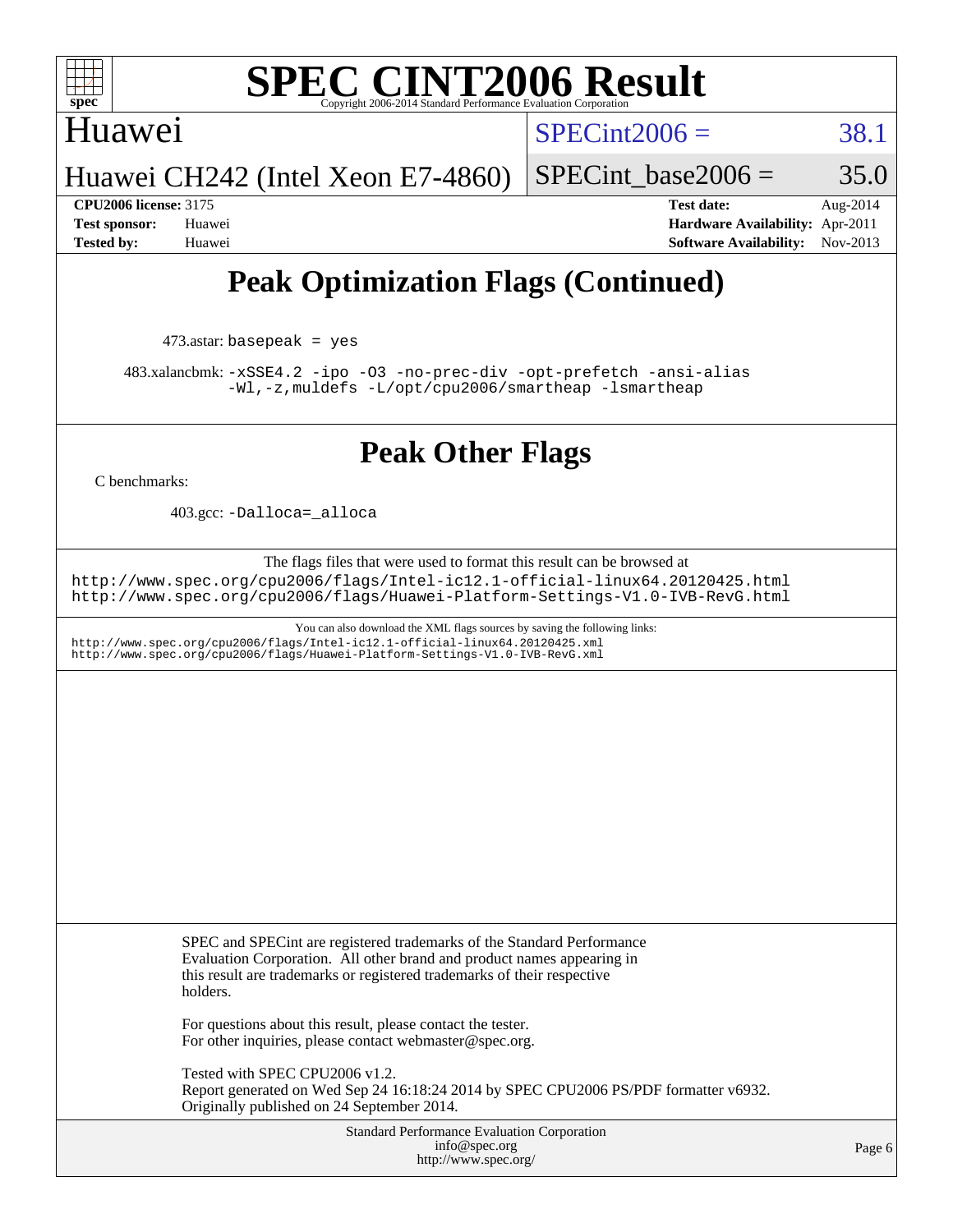# SPEC CINT2006 Result

Copyright 2006-2014 Standard Performance Evaluation Corporation

Huawei

Huawei CH242 (Intel Xeon E7-4860)

SPECint2006 = 38.1

SPECint_base2006 = 35.0

**CPU2006 license:** 3175
**Test sponsor:** Huawei
**Tested by:** Huawei

**Test date:** Aug-2014
**Hardware Availability:** Apr-2011
**Software Availability:** Nov-2013

## Peak Optimization Flags (Continued)

473.astar: basepeak = yes

483.xalancbmk: -xSSE4.2 -ipo -O3 -no-prec-div -opt-prefetch -ansi-alias -Wl,-z,muldefs -L/opt/cpu2006/smartheap -lsmartheap

## Peak Other Flags

C benchmarks:

403.gcc: -Dalloca=_alloca

The flags files that were used to format this result can be browsed at
http://www.spec.org/cpu2006/flags/Intel-ic12.1-official-linux64.20120425.html
http://www.spec.org/cpu2006/flags/Huawei-Platform-Settings-V1.0-IVB-RevG.html

You can also download the XML flags sources by saving the following links:
http://www.spec.org/cpu2006/flags/Intel-ic12.1-official-linux64.20120425.xml
http://www.spec.org/cpu2006/flags/Huawei-Platform-Settings-V1.0-IVB-RevG.xml

SPEC and SPECint are registered trademarks of the Standard Performance Evaluation Corporation. All other brand and product names appearing in this result are trademarks or registered trademarks of their respective holders.

For questions about this result, please contact the tester.
For other inquiries, please contact webmaster@spec.org.

Tested with SPEC CPU2006 v1.2.
Report generated on Wed Sep 24 16:18:24 2014 by SPEC CPU2006 PS/PDF formatter v6932.
Originally published on 24 September 2014.

Standard Performance Evaluation Corporation
info@spec.org
http://www.spec.org/